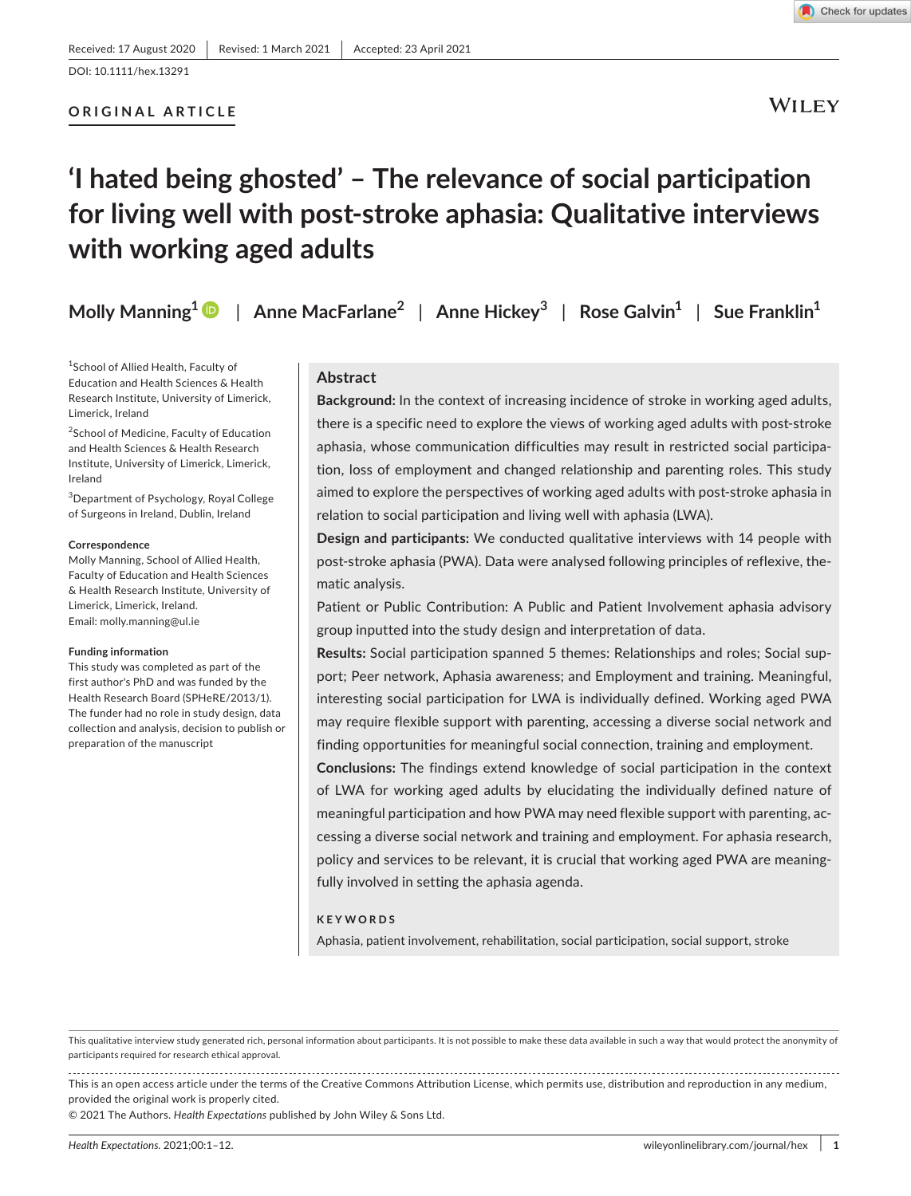Received: 17 August 2020 | Revised: 1 March 2021 | Accepted: 23 April 2021

DOI: 10.1111/hex.13291

ORIGINAL ARTICLE

# 'I hated being ghosted' – The relevance of social participation for living well with post-stroke aphasia: Qualitative interviews with working aged adults

Molly Manning[1] | Anne MacFarlane[2] | Anne Hickey[3] | Rose Galvin[1] | Sue Franklin[1]

[1]School of Allied Health, Faculty of Education and Health Sciences & Health Research Institute, University of Limerick, Limerick, Ireland

[2]School of Medicine, Faculty of Education and Health Sciences & Health Research Institute, University of Limerick, Limerick, Ireland

[3]Department of Psychology, Royal College of Surgeons in Ireland, Dublin, Ireland

**Correspondence**
Molly Manning, School of Allied Health, Faculty of Education and Health Sciences & Health Research Institute, University of Limerick, Limerick, Ireland.
Email: molly.manning@ul.ie

**Funding information**
This study was completed as part of the first author's PhD and was funded by the Health Research Board (SPHeRE/2013/1). The funder had no role in study design, data collection and analysis, decision to publish or preparation of the manuscript

## Abstract

**Background:** In the context of increasing incidence of stroke in working aged adults, there is a specific need to explore the views of working aged adults with post-stroke aphasia, whose communication difficulties may result in restricted social participation, loss of employment and changed relationship and parenting roles. This study aimed to explore the perspectives of working aged adults with post-stroke aphasia in relation to social participation and living well with aphasia (LWA).

**Design and participants:** We conducted qualitative interviews with 14 people with post-stroke aphasia (PWA). Data were analysed following principles of reflexive, thematic analysis.

Patient or Public Contribution: A Public and Patient Involvement aphasia advisory group inputted into the study design and interpretation of data.

**Results:** Social participation spanned 5 themes: Relationships and roles; Social support; Peer network, Aphasia awareness; and Employment and training. Meaningful, interesting social participation for LWA is individually defined. Working aged PWA may require flexible support with parenting, accessing a diverse social network and finding opportunities for meaningful social connection, training and employment.

**Conclusions:** The findings extend knowledge of social participation in the context of LWA for working aged adults by elucidating the individually defined nature of meaningful participation and how PWA may need flexible support with parenting, accessing a diverse social network and training and employment. For aphasia research, policy and services to be relevant, it is crucial that working aged PWA are meaningfully involved in setting the aphasia agenda.

**KEYWORDS**

Aphasia, patient involvement, rehabilitation, social participation, social support, stroke

This qualitative interview study generated rich, personal information about participants. It is not possible to make these data available in such a way that would protect the anonymity of participants required for research ethical approval.

This is an open access article under the terms of the Creative Commons Attribution License, which permits use, distribution and reproduction in any medium, provided the original work is properly cited.
© 2021 The Authors. *Health Expectations* published by John Wiley & Sons Ltd.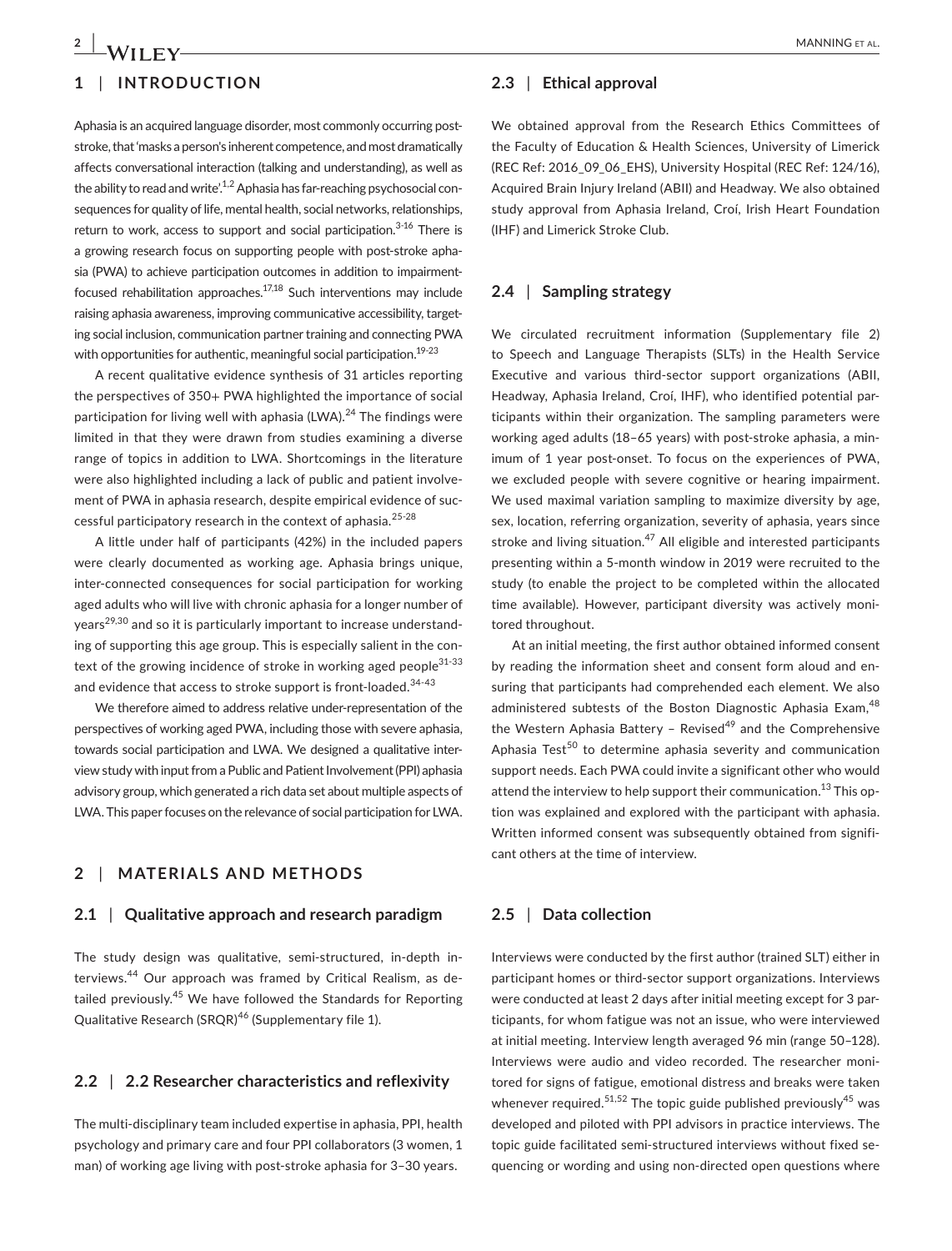## 1 | INTRODUCTION

Aphasia is an acquired language disorder, most commonly occurring post-stroke, that 'masks a person's inherent competence, and most dramatically affects conversational interaction (talking and understanding), as well as the ability to read and write'.[1,2] Aphasia has far-reaching psychosocial consequences for quality of life, mental health, social networks, relationships, return to work, access to support and social participation.[3-16] There is a growing research focus on supporting people with post-stroke aphasia (PWA) to achieve participation outcomes in addition to impairment-focused rehabilitation approaches.[17,18] Such interventions may include raising aphasia awareness, improving communicative accessibility, targeting social inclusion, communication partner training and connecting PWA with opportunities for authentic, meaningful social participation.[19-23]

A recent qualitative evidence synthesis of 31 articles reporting the perspectives of 350+ PWA highlighted the importance of social participation for living well with aphasia (LWA).[24] The findings were limited in that they were drawn from studies examining a diverse range of topics in addition to LWA. Shortcomings in the literature were also highlighted including a lack of public and patient involvement of PWA in aphasia research, despite empirical evidence of successful participatory research in the context of aphasia.[25-28]

A little under half of participants (42%) in the included papers were clearly documented as working age. Aphasia brings unique, inter-connected consequences for social participation for working aged adults who will live with chronic aphasia for a longer number of years[29,30] and so it is particularly important to increase understanding of supporting this age group. This is especially salient in the context of the growing incidence of stroke in working aged people[31-33] and evidence that access to stroke support is front-loaded.[34-43]

We therefore aimed to address relative under-representation of the perspectives of working aged PWA, including those with severe aphasia, towards social participation and LWA. We designed a qualitative interview study with input from a Public and Patient Involvement (PPI) aphasia advisory group, which generated a rich data set about multiple aspects of LWA. This paper focuses on the relevance of social participation for LWA.

## 2 | MATERIALS AND METHODS

### 2.1 | Qualitative approach and research paradigm

The study design was qualitative, semi-structured, in-depth interviews.[44] Our approach was framed by Critical Realism, as detailed previously.[45] We have followed the Standards for Reporting Qualitative Research (SRQR)[46] (Supplementary file 1).

### 2.2 | 2.2 Researcher characteristics and reflexivity

The multi-disciplinary team included expertise in aphasia, PPI, health psychology and primary care and four PPI collaborators (3 women, 1 man) of working age living with post-stroke aphasia for 3–30 years.

### 2.3 | Ethical approval

We obtained approval from the Research Ethics Committees of the Faculty of Education & Health Sciences, University of Limerick (REC Ref: 2016_09_06_EHS), University Hospital (REC Ref: 124/16), Acquired Brain Injury Ireland (ABII) and Headway. We also obtained study approval from Aphasia Ireland, Croí, Irish Heart Foundation (IHF) and Limerick Stroke Club.

### 2.4 | Sampling strategy

We circulated recruitment information (Supplementary file 2) to Speech and Language Therapists (SLTs) in the Health Service Executive and various third-sector support organizations (ABII, Headway, Aphasia Ireland, Croí, IHF), who identified potential participants within their organization. The sampling parameters were working aged adults (18–65 years) with post-stroke aphasia, a minimum of 1 year post-onset. To focus on the experiences of PWA, we excluded people with severe cognitive or hearing impairment. We used maximal variation sampling to maximize diversity by age, sex, location, referring organization, severity of aphasia, years since stroke and living situation.[47] All eligible and interested participants presenting within a 5-month window in 2019 were recruited to the study (to enable the project to be completed within the allocated time available). However, participant diversity was actively monitored throughout.

At an initial meeting, the first author obtained informed consent by reading the information sheet and consent form aloud and ensuring that participants had comprehended each element. We also administered subtests of the Boston Diagnostic Aphasia Exam,[48] the Western Aphasia Battery – Revised[49] and the Comprehensive Aphasia Test[50] to determine aphasia severity and communication support needs. Each PWA could invite a significant other who would attend the interview to help support their communication.[13] This option was explained and explored with the participant with aphasia. Written informed consent was subsequently obtained from significant others at the time of interview.

### 2.5 | Data collection

Interviews were conducted by the first author (trained SLT) either in participant homes or third-sector support organizations. Interviews were conducted at least 2 days after initial meeting except for 3 participants, for whom fatigue was not an issue, who were interviewed at initial meeting. Interview length averaged 96 min (range 50–128). Interviews were audio and video recorded. The researcher monitored for signs of fatigue, emotional distress and breaks were taken whenever required.[51,52] The topic guide published previously[45] was developed and piloted with PPI advisors in practice interviews. The topic guide facilitated semi-structured interviews without fixed sequencing or wording and using non-directed open questions where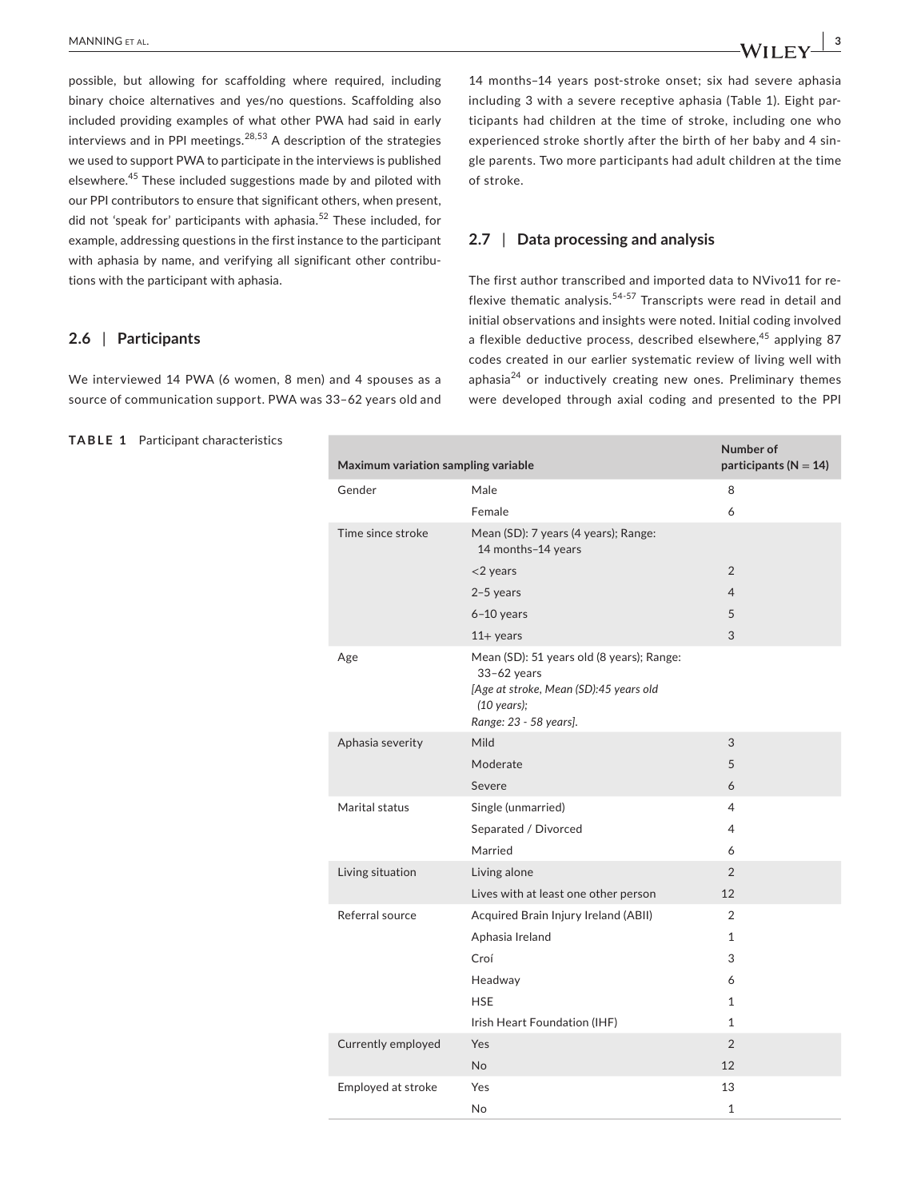possible, but allowing for scaffolding where required, including binary choice alternatives and yes/no questions. Scaffolding also included providing examples of what other PWA had said in early interviews and in PPI meetings.[28,53] A description of the strategies we used to support PWA to participate in the interviews is published elsewhere.[45] These included suggestions made by and piloted with our PPI contributors to ensure that significant others, when present, did not 'speak for' participants with aphasia.[52] These included, for example, addressing questions in the first instance to the participant with aphasia by name, and verifying all significant other contributions with the participant with aphasia.

### 2.6 | Participants

We interviewed 14 PWA (6 women, 8 men) and 4 spouses as a source of communication support. PWA was 33–62 years old and 14 months–14 years post-stroke onset; six had severe aphasia including 3 with a severe receptive aphasia (Table 1). Eight participants had children at the time of stroke, including one who experienced stroke shortly after the birth of her baby and 4 single parents. Two more participants had adult children at the time of stroke.

### 2.7 | Data processing and analysis

The first author transcribed and imported data to NVivo11 for reflexive thematic analysis.[54-57] Transcripts were read in detail and initial observations and insights were noted. Initial coding involved a flexible deductive process, described elsewhere,[45] applying 87 codes created in our earlier systematic review of living well with aphasia[24] or inductively creating new ones. Preliminary themes were developed through axial coding and presented to the PPI

**TABLE 1** Participant characteristics

| Maximum variation sampling variable | | Number of participants (N = 14) |
|---|---|---|
| Gender | Male | 8 |
| | Female | 6 |
| Time since stroke | Mean (SD): 7 years (4 years); Range: 14 months–14 years | |
| | <2 years | 2 |
| | 2–5 years | 4 |
| | 6–10 years | 5 |
| | 11+ years | 3 |
| Age | Mean (SD): 51 years old (8 years); Range: 33–62 years *[Age at stroke, Mean (SD):45 years old (10 years); Range: 23 - 58 years].* | |
| Aphasia severity | Mild | 3 |
| | Moderate | 5 |
| | Severe | 6 |
| Marital status | Single (unmarried) | 4 |
| | Separated / Divorced | 4 |
| | Married | 6 |
| Living situation | Living alone | 2 |
| | Lives with at least one other person | 12 |
| Referral source | Acquired Brain Injury Ireland (ABII) | 2 |
| | Aphasia Ireland | 1 |
| | Croí | 3 |
| | Headway | 6 |
| | HSE | 1 |
| | Irish Heart Foundation (IHF) | 1 |
| Currently employed | Yes | 2 |
| | No | 12 |
| Employed at stroke | Yes | 13 |
| | No | 1 |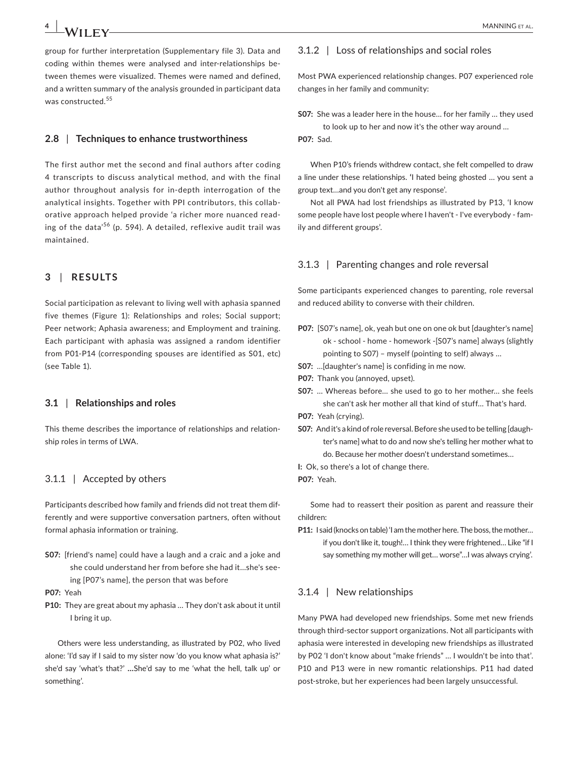group for further interpretation (Supplementary file 3). Data and coding within themes were analysed and inter-relationships between themes were visualized. Themes were named and defined, and a written summary of the analysis grounded in participant data was constructed.[55]

### 2.8 | Techniques to enhance trustworthiness

The first author met the second and final authors after coding 4 transcripts to discuss analytical method, and with the final author throughout analysis for in-depth interrogation of the analytical insights. Together with PPI contributors, this collaborative approach helped provide 'a richer more nuanced reading of the data'[56] (p. 594). A detailed, reflexive audit trail was maintained.

## 3 | RESULTS

Social participation as relevant to living well with aphasia spanned five themes (Figure 1): Relationships and roles; Social support; Peer network; Aphasia awareness; and Employment and training. Each participant with aphasia was assigned a random identifier from P01-P14 (corresponding spouses are identified as S01, etc) (see Table 1).

### 3.1 | Relationships and roles

This theme describes the importance of relationships and relationship roles in terms of LWA.

#### 3.1.1 | Accepted by others

Participants described how family and friends did not treat them differently and were supportive conversation partners, often without formal aphasia information or training.

**S07:** [friend's name] could have a laugh and a craic and a joke and she could understand her from before she had it…she's seeing [P07's name], the person that was before

**P07:** Yeah

**P10:** They are great about my aphasia … They don't ask about it until I bring it up.

Others were less understanding, as illustrated by P02, who lived alone: 'I'd say if I said to my sister now 'do you know what aphasia is?' she'd say 'what's that?' …She'd say to me 'what the hell, talk up' or something'.

#### 3.1.2 | Loss of relationships and social roles

Most PWA experienced relationship changes. P07 experienced role changes in her family and community:

**S07:** She was a leader here in the house… for her family … they used to look up to her and now it's the other way around …

**P07:** Sad.

When P10's friends withdrew contact, she felt compelled to draw a line under these relationships. 'I hated being ghosted … you sent a group text…and you don't get any response'.

Not all PWA had lost friendships as illustrated by P13, 'I know some people have lost people where I haven't - I've everybody - family and different groups'.

#### 3.1.3 | Parenting changes and role reversal

Some participants experienced changes to parenting, role reversal and reduced ability to converse with their children.

**P07:** [S07's name], ok, yeah but one on one ok but [daughter's name] ok - school - home - homework -[S07's name] always (slightly pointing to S07) – myself (pointing to self) always …

**S07:** …[daughter's name] is confiding in me now.

**P07:** Thank you (annoyed, upset).

**S07:** … Whereas before… she used to go to her mother… she feels she can't ask her mother all that kind of stuff… That's hard.

**P07:** Yeah (crying).

**S07:** And it's a kind of role reversal. Before she used to be telling [daughter's name] what to do and now she's telling her mother what to do. Because her mother doesn't understand sometimes…

**I:** Ok, so there's a lot of change there.

**P07:** Yeah.

Some had to reassert their position as parent and reassure their children:

**P11:** I said (knocks on table) 'I am the mother here. The boss, the mother… if you don't like it, tough!… I think they were frightened… Like "if I say something my mother will get… worse"…I was always crying'.

#### 3.1.4 | New relationships

Many PWA had developed new friendships. Some met new friends through third-sector support organizations. Not all participants with aphasia were interested in developing new friendships as illustrated by P02 'I don't know about "make friends" … I wouldn't be into that'. P10 and P13 were in new romantic relationships. P11 had dated post-stroke, but her experiences had been largely unsuccessful.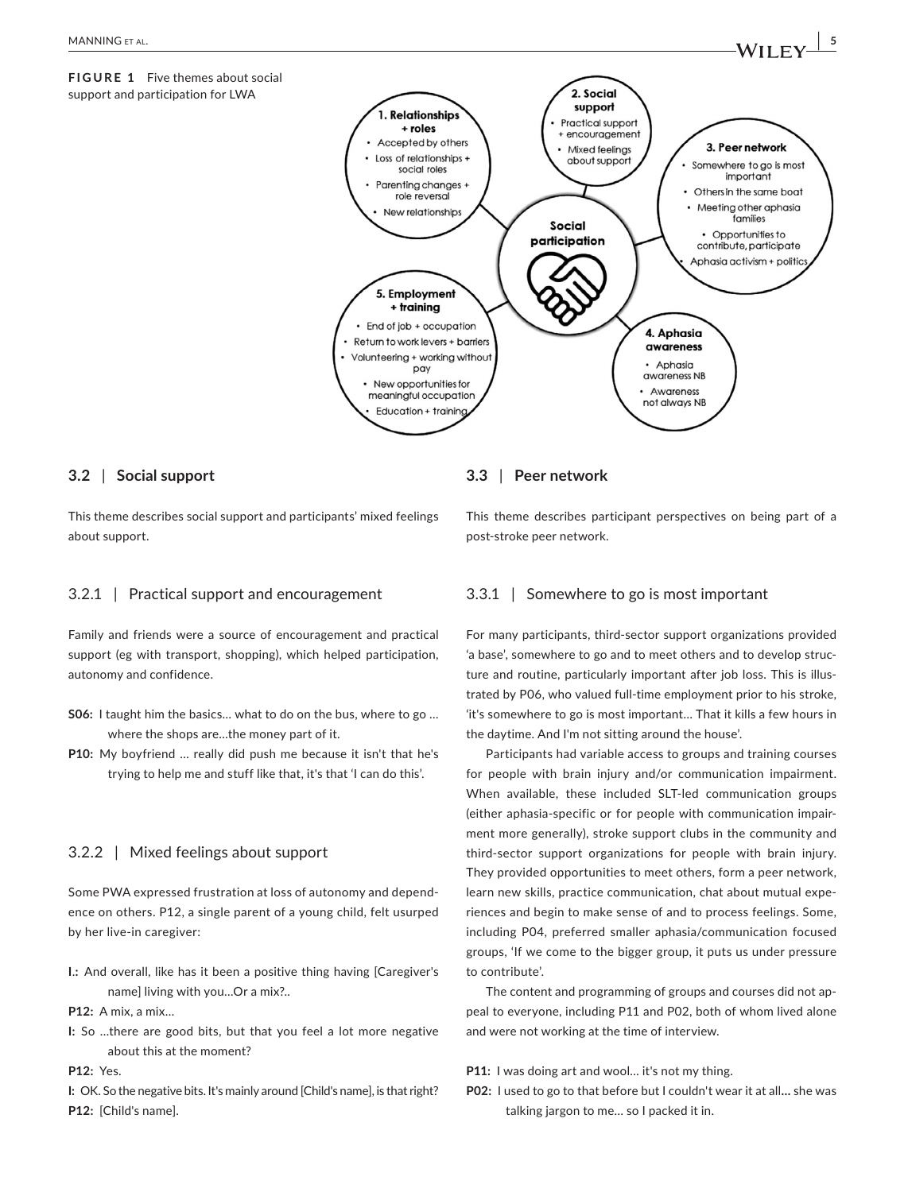**FIGURE 1** Five themes about social support and participation for LWA

## 3.2 | Social support

This theme describes social support and participants' mixed feelings about support.

### 3.2.1 | Practical support and encouragement

Family and friends were a source of encouragement and practical support (eg with transport, shopping), which helped participation, autonomy and confidence.

**S06:** I taught him the basics… what to do on the bus, where to go … where the shops are…the money part of it.

**P10:** My boyfriend … really did push me because it isn't that he's trying to help me and stuff like that, it's that 'I can do this'.

### 3.2.2 | Mixed feelings about support

Some PWA expressed frustration at loss of autonomy and dependence on others. P12, a single parent of a young child, felt usurped by her live-in caregiver:

**I.:** And overall, like has it been a positive thing having [Caregiver's name] living with you…Or a mix?..

**P12:** A mix, a mix…

**I:** So …there are good bits, but that you feel a lot more negative about this at the moment?

**P12:** Yes.

**I:** OK. So the negative bits. It's mainly around [Child's name], is that right?

**P12:** [Child's name].

## 3.3 | Peer network

This theme describes participant perspectives on being part of a post-stroke peer network.

### 3.3.1 | Somewhere to go is most important

For many participants, third-sector support organizations provided 'a base', somewhere to go and to meet others and to develop structure and routine, particularly important after job loss. This is illustrated by P06, who valued full-time employment prior to his stroke, 'it's somewhere to go is most important… That it kills a few hours in the daytime. And I'm not sitting around the house'.

Participants had variable access to groups and training courses for people with brain injury and/or communication impairment. When available, these included SLT-led communication groups (either aphasia-specific or for people with communication impairment more generally), stroke support clubs in the community and third-sector support organizations for people with brain injury. They provided opportunities to meet others, form a peer network, learn new skills, practice communication, chat about mutual experiences and begin to make sense of and to process feelings. Some, including P04, preferred smaller aphasia/communication focused groups, 'If we come to the bigger group, it puts us under pressure to contribute'.

The content and programming of groups and courses did not appeal to everyone, including P11 and P02, both of whom lived alone and were not working at the time of interview.

**P11:** I was doing art and wool… it's not my thing.

**P02:** I used to go to that before but I couldn't wear it at all**…** she was talking jargon to me… so I packed it in.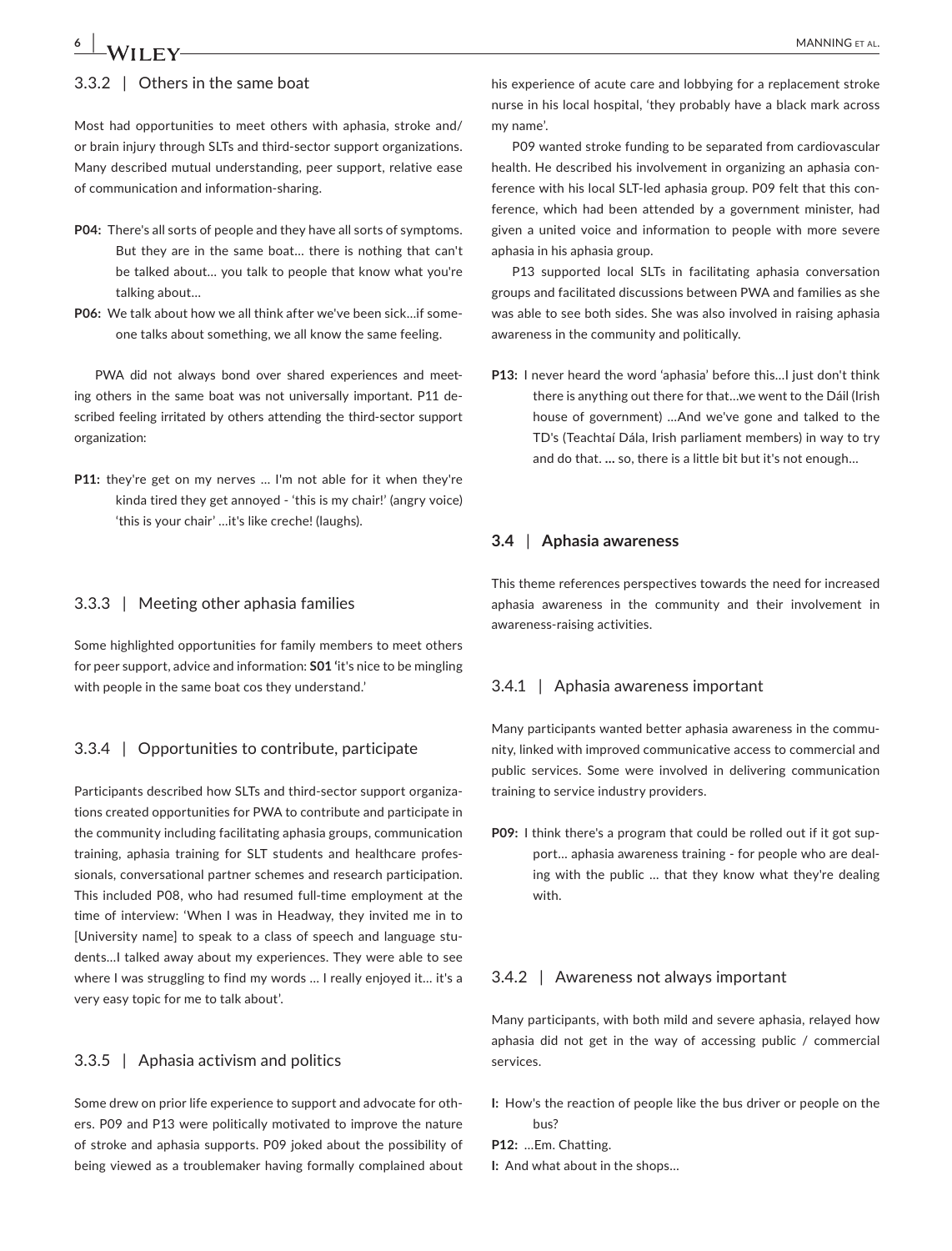### 3.3.2 | Others in the same boat

Most had opportunities to meet others with aphasia, stroke and/or brain injury through SLTs and third-sector support organizations. Many described mutual understanding, peer support, relative ease of communication and information-sharing.

**P04:** There's all sorts of people and they have all sorts of symptoms. But they are in the same boat… there is nothing that can't be talked about… you talk to people that know what you're talking about…

**P06:** We talk about how we all think after we've been sick…if someone talks about something, we all know the same feeling.

PWA did not always bond over shared experiences and meeting others in the same boat was not universally important. P11 described feeling irritated by others attending the third-sector support organization:

**P11:** they're get on my nerves … I'm not able for it when they're kinda tired they get annoyed - 'this is my chair!' (angry voice) 'this is your chair' …it's like creche! (laughs).

### 3.3.3 | Meeting other aphasia families

Some highlighted opportunities for family members to meet others for peer support, advice and information: **S01** 'it's nice to be mingling with people in the same boat cos they understand.'

### 3.3.4 | Opportunities to contribute, participate

Participants described how SLTs and third-sector support organizations created opportunities for PWA to contribute and participate in the community including facilitating aphasia groups, communication training, aphasia training for SLT students and healthcare professionals, conversational partner schemes and research participation. This included P08, who had resumed full-time employment at the time of interview: 'When I was in Headway, they invited me in to [University name] to speak to a class of speech and language students…I talked away about my experiences. They were able to see where I was struggling to find my words … I really enjoyed it… it's a very easy topic for me to talk about'.

### 3.3.5 | Aphasia activism and politics

Some drew on prior life experience to support and advocate for others. P09 and P13 were politically motivated to improve the nature of stroke and aphasia supports. P09 joked about the possibility of being viewed as a troublemaker having formally complained about his experience of acute care and lobbying for a replacement stroke nurse in his local hospital, 'they probably have a black mark across my name'.

P09 wanted stroke funding to be separated from cardiovascular health. He described his involvement in organizing an aphasia conference with his local SLT-led aphasia group. P09 felt that this conference, which had been attended by a government minister, had given a united voice and information to people with more severe aphasia in his aphasia group.

P13 supported local SLTs in facilitating aphasia conversation groups and facilitated discussions between PWA and families as she was able to see both sides. She was also involved in raising aphasia awareness in the community and politically.

**P13:** I never heard the word 'aphasia' before this…I just don't think there is anything out there for that…we went to the Dáil (Irish house of government) …And we've gone and talked to the TD's (Teachtaí Dála, Irish parliament members) in way to try and do that. **…** so, there is a little bit but it's not enough…

## 3.4 | Aphasia awareness

This theme references perspectives towards the need for increased aphasia awareness in the community and their involvement in awareness-raising activities.

### 3.4.1 | Aphasia awareness important

Many participants wanted better aphasia awareness in the community, linked with improved communicative access to commercial and public services. Some were involved in delivering communication training to service industry providers.

**P09:** I think there's a program that could be rolled out if it got support… aphasia awareness training - for people who are dealing with the public … that they know what they're dealing with.

### 3.4.2 | Awareness not always important

Many participants, with both mild and severe aphasia, relayed how aphasia did not get in the way of accessing public / commercial services.

**I:** How's the reaction of people like the bus driver or people on the bus?

**P12:** …Em. Chatting.

**I:** And what about in the shops…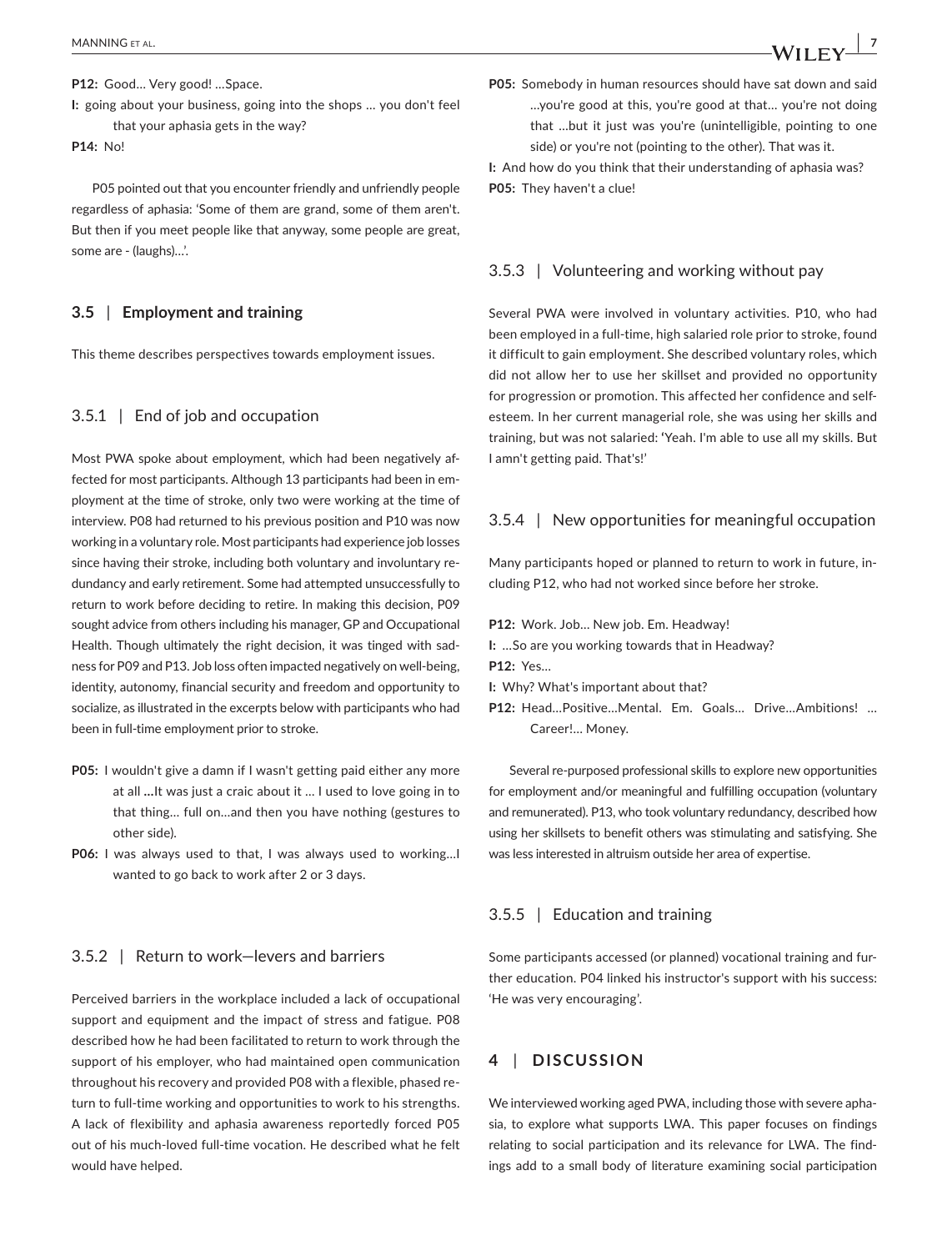**P12:** Good… Very good! …Space.

**I:** going about your business, going into the shops … you don't feel that your aphasia gets in the way?

**P14:** No!

P05 pointed out that you encounter friendly and unfriendly people regardless of aphasia: 'Some of them are grand, some of them aren't. But then if you meet people like that anyway, some people are great, some are - (laughs)…'.

## 3.5 | Employment and training

This theme describes perspectives towards employment issues.

### 3.5.1 | End of job and occupation

Most PWA spoke about employment, which had been negatively affected for most participants. Although 13 participants had been in employment at the time of stroke, only two were working at the time of interview. P08 had returned to his previous position and P10 was now working in a voluntary role. Most participants had experience job losses since having their stroke, including both voluntary and involuntary redundancy and early retirement. Some had attempted unsuccessfully to return to work before deciding to retire. In making this decision, P09 sought advice from others including his manager, GP and Occupational Health. Though ultimately the right decision, it was tinged with sadness for P09 and P13. Job loss often impacted negatively on well-being, identity, autonomy, financial security and freedom and opportunity to socialize, as illustrated in the excerpts below with participants who had been in full-time employment prior to stroke.

**P05:** I wouldn't give a damn if I wasn't getting paid either any more at all **…**It was just a craic about it … I used to love going in to that thing… full on…and then you have nothing (gestures to other side).

**P06:** I was always used to that, I was always used to working…I wanted to go back to work after 2 or 3 days.

### 3.5.2 | Return to work—levers and barriers

Perceived barriers in the workplace included a lack of occupational support and equipment and the impact of stress and fatigue. P08 described how he had been facilitated to return to work through the support of his employer, who had maintained open communication throughout his recovery and provided P08 with a flexible, phased return to full-time working and opportunities to work to his strengths. A lack of flexibility and aphasia awareness reportedly forced P05 out of his much-loved full-time vocation. He described what he felt would have helped.

**P05:** Somebody in human resources should have sat down and said …you're good at this, you're good at that… you're not doing that …but it just was you're (unintelligible, pointing to one side) or you're not (pointing to the other). That was it.

**I:** And how do you think that their understanding of aphasia was?

**P05:** They haven't a clue!

### 3.5.3 | Volunteering and working without pay

Several PWA were involved in voluntary activities. P10, who had been employed in a full-time, high salaried role prior to stroke, found it difficult to gain employment. She described voluntary roles, which did not allow her to use her skillset and provided no opportunity for progression or promotion. This affected her confidence and self-esteem. In her current managerial role, she was using her skills and training, but was not salaried: 'Yeah. I'm able to use all my skills. But I amn't getting paid. That's!'

### 3.5.4 | New opportunities for meaningful occupation

Many participants hoped or planned to return to work in future, including P12, who had not worked since before her stroke.

**P12:** Work. Job… New job. Em. Headway!

**I:** …So are you working towards that in Headway?

**P12:** Yes…

**I:** Why? What's important about that?

**P12:** Head…Positive…Mental. Em. Goals… Drive…Ambitions! … Career!… Money.

Several re-purposed professional skills to explore new opportunities for employment and/or meaningful and fulfilling occupation (voluntary and remunerated). P13, who took voluntary redundancy, described how using her skillsets to benefit others was stimulating and satisfying. She was less interested in altruism outside her area of expertise.

### 3.5.5 | Education and training

Some participants accessed (or planned) vocational training and further education. P04 linked his instructor's support with his success: 'He was very encouraging'.

# 4 | DISCUSSION

We interviewed working aged PWA, including those with severe aphasia, to explore what supports LWA. This paper focuses on findings relating to social participation and its relevance for LWA. The findings add to a small body of literature examining social participation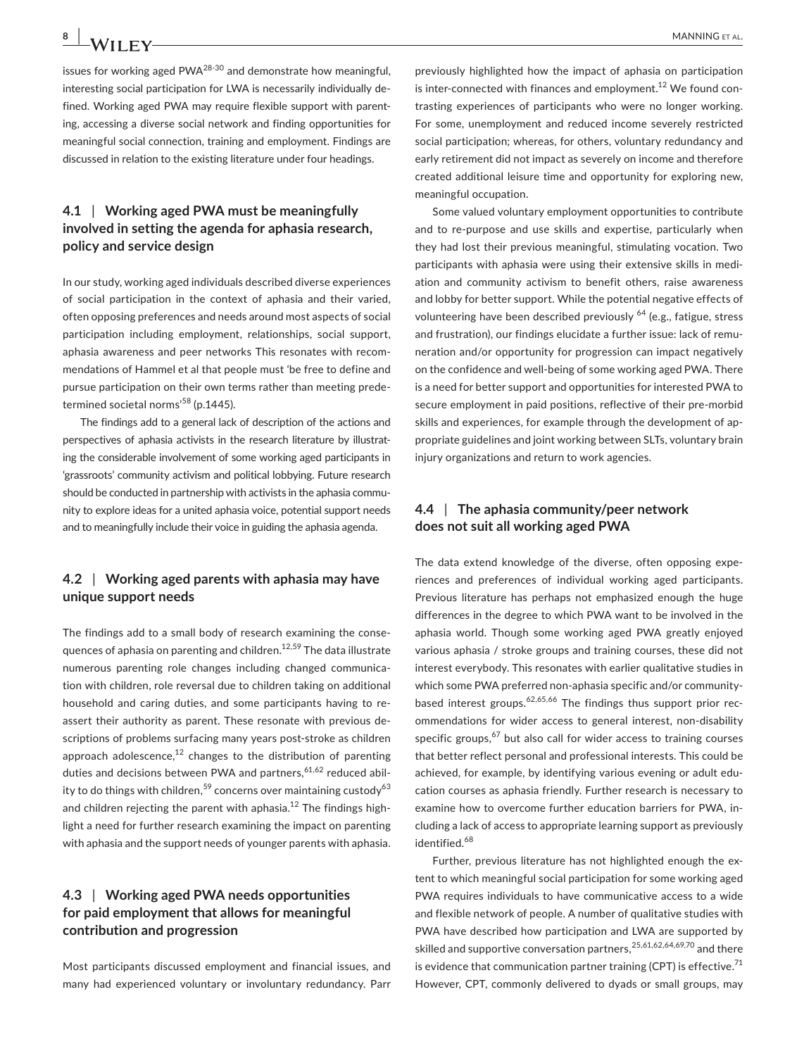issues for working aged PWA[28-30] and demonstrate how meaningful, interesting social participation for LWA is necessarily individually defined. Working aged PWA may require flexible support with parenting, accessing a diverse social network and finding opportunities for meaningful social connection, training and employment. Findings are discussed in relation to the existing literature under four headings.

### 4.1 | Working aged PWA must be meaningfully involved in setting the agenda for aphasia research, policy and service design

In our study, working aged individuals described diverse experiences of social participation in the context of aphasia and their varied, often opposing preferences and needs around most aspects of social participation including employment, relationships, social support, aphasia awareness and peer networks This resonates with recommendations of Hammel et al that people must 'be free to define and pursue participation on their own terms rather than meeting predetermined societal norms'[58] (p.1445).

The findings add to a general lack of description of the actions and perspectives of aphasia activists in the research literature by illustrating the considerable involvement of some working aged participants in 'grassroots' community activism and political lobbying. Future research should be conducted in partnership with activists in the aphasia community to explore ideas for a united aphasia voice, potential support needs and to meaningfully include their voice in guiding the aphasia agenda.

### 4.2 | Working aged parents with aphasia may have unique support needs

The findings add to a small body of research examining the consequences of aphasia on parenting and children.[12,59] The data illustrate numerous parenting role changes including changed communication with children, role reversal due to children taking on additional household and caring duties, and some participants having to reassert their authority as parent. These resonate with previous descriptions of problems surfacing many years post-stroke as children approach adolescence,[12] changes to the distribution of parenting duties and decisions between PWA and partners,[61,62] reduced ability to do things with children,[59] concerns over maintaining custody[63] and children rejecting the parent with aphasia.[12] The findings highlight a need for further research examining the impact on parenting with aphasia and the support needs of younger parents with aphasia.

### 4.3 | Working aged PWA needs opportunities for paid employment that allows for meaningful contribution and progression

Most participants discussed employment and financial issues, and many had experienced voluntary or involuntary redundancy. Parr previously highlighted how the impact of aphasia on participation is inter-connected with finances and employment.[12] We found contrasting experiences of participants who were no longer working. For some, unemployment and reduced income severely restricted social participation; whereas, for others, voluntary redundancy and early retirement did not impact as severely on income and therefore created additional leisure time and opportunity for exploring new, meaningful occupation.

Some valued voluntary employment opportunities to contribute and to re-purpose and use skills and expertise, particularly when they had lost their previous meaningful, stimulating vocation. Two participants with aphasia were using their extensive skills in mediation and community activism to benefit others, raise awareness and lobby for better support. While the potential negative effects of volunteering have been described previously [64] (e.g., fatigue, stress and frustration), our findings elucidate a further issue: lack of remuneration and/or opportunity for progression can impact negatively on the confidence and well-being of some working aged PWA. There is a need for better support and opportunities for interested PWA to secure employment in paid positions, reflective of their pre-morbid skills and experiences, for example through the development of appropriate guidelines and joint working between SLTs, voluntary brain injury organizations and return to work agencies.

### 4.4 | The aphasia community/peer network does not suit all working aged PWA

The data extend knowledge of the diverse, often opposing experiences and preferences of individual working aged participants. Previous literature has perhaps not emphasized enough the huge differences in the degree to which PWA want to be involved in the aphasia world. Though some working aged PWA greatly enjoyed various aphasia / stroke groups and training courses, these did not interest everybody. This resonates with earlier qualitative studies in which some PWA preferred non-aphasia specific and/or community-based interest groups.[62,65,66] The findings thus support prior recommendations for wider access to general interest, non-disability specific groups,[67] but also call for wider access to training courses that better reflect personal and professional interests. This could be achieved, for example, by identifying various evening or adult education courses as aphasia friendly. Further research is necessary to examine how to overcome further education barriers for PWA, including a lack of access to appropriate learning support as previously identified.[68]

Further, previous literature has not highlighted enough the extent to which meaningful social participation for some working aged PWA requires individuals to have communicative access to a wide and flexible network of people. A number of qualitative studies with PWA have described how participation and LWA are supported by skilled and supportive conversation partners,[25,61,62,64,69,70] and there is evidence that communication partner training (CPT) is effective.[71] However, CPT, commonly delivered to dyads or small groups, may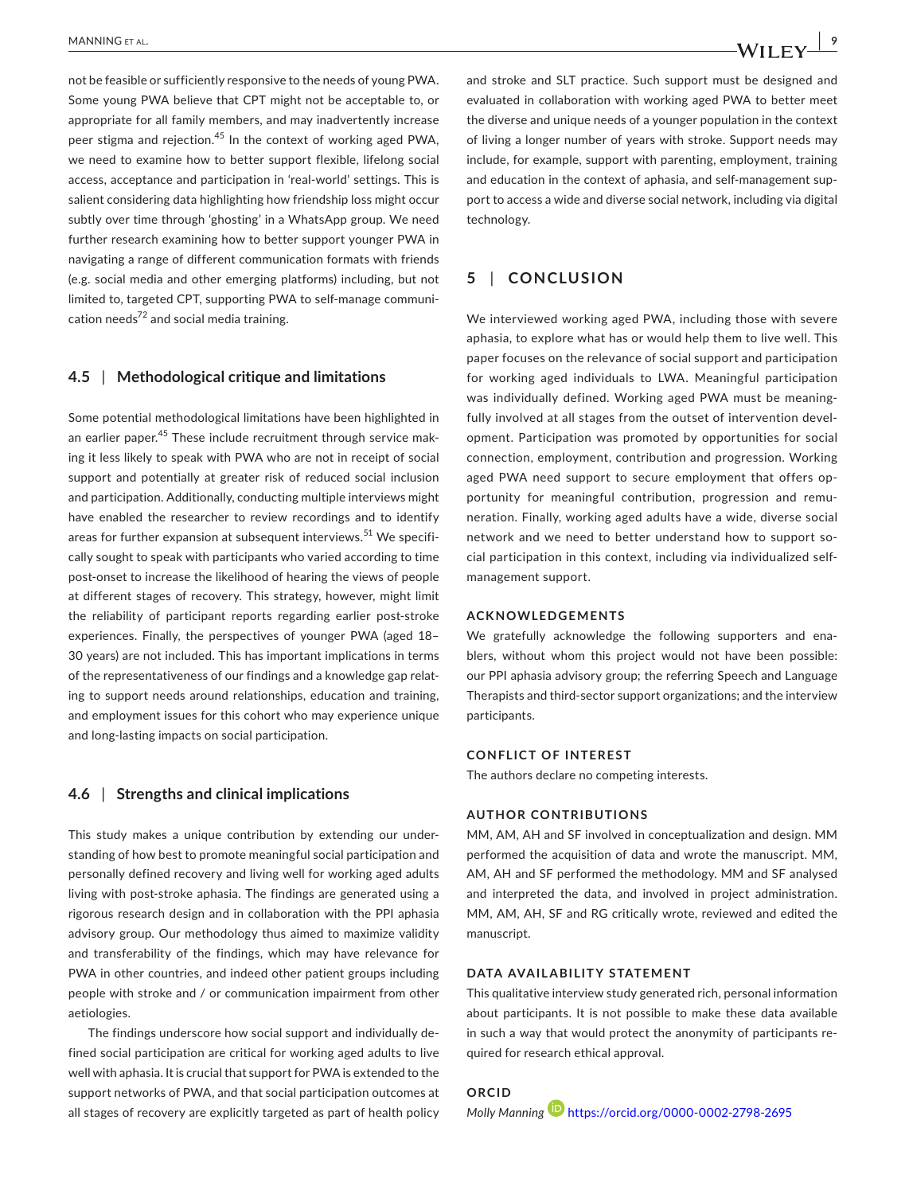not be feasible or sufficiently responsive to the needs of young PWA. Some young PWA believe that CPT might not be acceptable to, or appropriate for all family members, and may inadvertently increase peer stigma and rejection.[45] In the context of working aged PWA, we need to examine how to better support flexible, lifelong social access, acceptance and participation in 'real-world' settings. This is salient considering data highlighting how friendship loss might occur subtly over time through 'ghosting' in a WhatsApp group. We need further research examining how to better support younger PWA in navigating a range of different communication formats with friends (e.g. social media and other emerging platforms) including, but not limited to, targeted CPT, supporting PWA to self-manage communication needs[72] and social media training.

### 4.5 | Methodological critique and limitations

Some potential methodological limitations have been highlighted in an earlier paper.[45] These include recruitment through service making it less likely to speak with PWA who are not in receipt of social support and potentially at greater risk of reduced social inclusion and participation. Additionally, conducting multiple interviews might have enabled the researcher to review recordings and to identify areas for further expansion at subsequent interviews.[51] We specifically sought to speak with participants who varied according to time post-onset to increase the likelihood of hearing the views of people at different stages of recovery. This strategy, however, might limit the reliability of participant reports regarding earlier post-stroke experiences. Finally, the perspectives of younger PWA (aged 18–30 years) are not included. This has important implications in terms of the representativeness of our findings and a knowledge gap relating to support needs around relationships, education and training, and employment issues for this cohort who may experience unique and long-lasting impacts on social participation.

### 4.6 | Strengths and clinical implications

This study makes a unique contribution by extending our understanding of how best to promote meaningful social participation and personally defined recovery and living well for working aged adults living with post-stroke aphasia. The findings are generated using a rigorous research design and in collaboration with the PPI aphasia advisory group. Our methodology thus aimed to maximize validity and transferability of the findings, which may have relevance for PWA in other countries, and indeed other patient groups including people with stroke and / or communication impairment from other aetiologies.

The findings underscore how social support and individually defined social participation are critical for working aged adults to live well with aphasia. It is crucial that support for PWA is extended to the support networks of PWA, and that social participation outcomes at all stages of recovery are explicitly targeted as part of health policy and stroke and SLT practice. Such support must be designed and evaluated in collaboration with working aged PWA to better meet the diverse and unique needs of a younger population in the context of living a longer number of years with stroke. Support needs may include, for example, support with parenting, employment, training and education in the context of aphasia, and self-management support to access a wide and diverse social network, including via digital technology.

## 5 | CONCLUSION

We interviewed working aged PWA, including those with severe aphasia, to explore what has or would help them to live well. This paper focuses on the relevance of social support and participation for working aged individuals to LWA. Meaningful participation was individually defined. Working aged PWA must be meaningfully involved at all stages from the outset of intervention development. Participation was promoted by opportunities for social connection, employment, contribution and progression. Working aged PWA need support to secure employment that offers opportunity for meaningful contribution, progression and remuneration. Finally, working aged adults have a wide, diverse social network and we need to better understand how to support social participation in this context, including via individualized self-management support.

#### ACKNOWLEDGEMENTS

We gratefully acknowledge the following supporters and enablers, without whom this project would not have been possible: our PPI aphasia advisory group; the referring Speech and Language Therapists and third-sector support organizations; and the interview participants.

#### CONFLICT OF INTEREST

The authors declare no competing interests.

#### AUTHOR CONTRIBUTIONS

MM, AM, AH and SF involved in conceptualization and design. MM performed the acquisition of data and wrote the manuscript. MM, AM, AH and SF performed the methodology. MM and SF analysed and interpreted the data, and involved in project administration. MM, AM, AH, SF and RG critically wrote, reviewed and edited the manuscript.

#### DATA AVAILABILITY STATEMENT

This qualitative interview study generated rich, personal information about participants. It is not possible to make these data available in such a way that would protect the anonymity of participants required for research ethical approval.

#### ORCID

*Molly Manning* https://orcid.org/0000-0002-2798-2695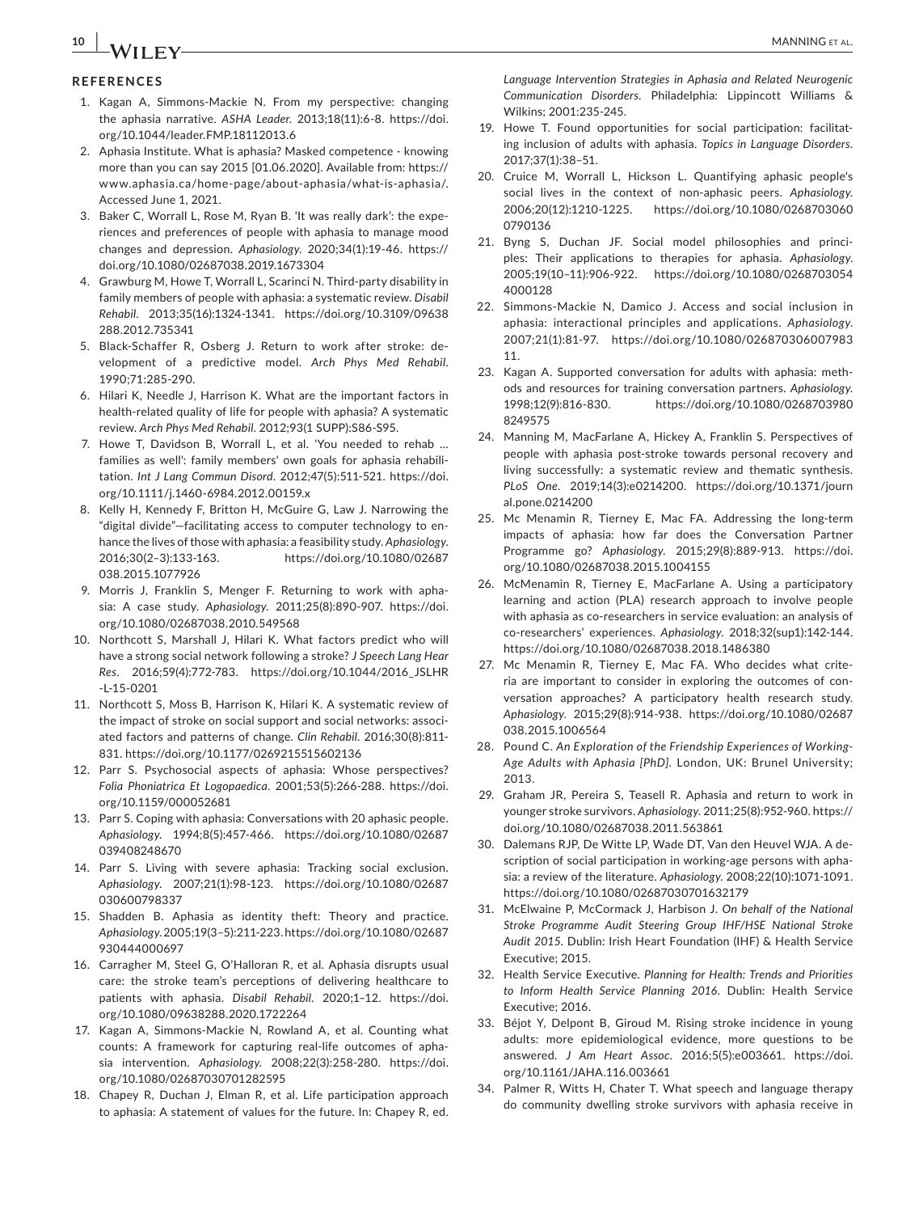## REFERENCES

1. Kagan A, Simmons-Mackie N. From my perspective: changing the aphasia narrative. *ASHA Leader*. 2013;18(11):6-8. https://doi.org/10.1044/leader.FMP.18112013.6
2. Aphasia Institute. What is aphasia? Masked competence - knowing more than you can say 2015 [01.06.2020]. Available from: https://www.aphasia.ca/home-page/about-aphasia/what-is-aphasia/. Accessed June 1, 2021.
3. Baker C, Worrall L, Rose M, Ryan B. 'It was really dark': the experiences and preferences of people with aphasia to manage mood changes and depression. *Aphasiology*. 2020;34(1):19-46. https://doi.org/10.1080/02687038.2019.1673304
4. Grawburg M, Howe T, Worrall L, Scarinci N. Third-party disability in family members of people with aphasia: a systematic review. *Disabil Rehabil*. 2013;35(16):1324-1341. https://doi.org/10.3109/09638288.2012.735341
5. Black-Schaffer R, Osberg J. Return to work after stroke: development of a predictive model. *Arch Phys Med Rehabil*. 1990;71:285-290.
6. Hilari K, Needle J, Harrison K. What are the important factors in health-related quality of life for people with aphasia? A systematic review. *Arch Phys Med Rehabil*. 2012;93(1 SUPP):S86-S95.
7. Howe T, Davidson B, Worrall L, et al. 'You needed to rehab … families as well': family members' own goals for aphasia rehabilitation. *Int J Lang Commun Disord*. 2012;47(5):511-521. https://doi.org/10.1111/j.1460-6984.2012.00159.x
8. Kelly H, Kennedy F, Britton H, McGuire G, Law J. Narrowing the "digital divide"—facilitating access to computer technology to enhance the lives of those with aphasia: a feasibility study. *Aphasiology*. 2016;30(2–3):133-163. https://doi.org/10.1080/02687038.2015.1077926
9. Morris J, Franklin S, Menger F. Returning to work with aphasia: A case study. *Aphasiology*. 2011;25(8):890-907. https://doi.org/10.1080/02687038.2010.549568
10. Northcott S, Marshall J, Hilari K. What factors predict who will have a strong social network following a stroke? *J Speech Lang Hear Res*. 2016;59(4):772-783. https://doi.org/10.1044/2016_JSLHR-L-15-0201
11. Northcott S, Moss B, Harrison K, Hilari K. A systematic review of the impact of stroke on social support and social networks: associated factors and patterns of change. *Clin Rehabil*. 2016;30(8):811-831. https://doi.org/10.1177/0269215515602136
12. Parr S. Psychosocial aspects of aphasia: Whose perspectives? *Folia Phoniatrica Et Logopaedica*. 2001;53(5):266-288. https://doi.org/10.1159/000052681
13. Parr S. Coping with aphasia: Conversations with 20 aphasic people. *Aphasiology*. 1994;8(5):457-466. https://doi.org/10.1080/02687039408248670
14. Parr S. Living with severe aphasia: Tracking social exclusion. *Aphasiology*. 2007;21(1):98-123. https://doi.org/10.1080/02687030600798337
15. Shadden B. Aphasia as identity theft: Theory and practice. *Aphasiology*. 2005;19(3–5):211-223. https://doi.org/10.1080/02687930444000697
16. Carragher M, Steel G, O'Halloran R, et al. Aphasia disrupts usual care: the stroke team's perceptions of delivering healthcare to patients with aphasia. *Disabil Rehabil*. 2020;1–12. https://doi.org/10.1080/09638288.2020.1722264
17. Kagan A, Simmons-Mackie N, Rowland A, et al. Counting what counts: A framework for capturing real-life outcomes of aphasia intervention. *Aphasiology*. 2008;22(3):258-280. https://doi.org/10.1080/02687030701282595
18. Chapey R, Duchan J, Elman R, et al. Life participation approach to aphasia: A statement of values for the future. In: Chapey R, ed. *Language Intervention Strategies in Aphasia and Related Neurogenic Communication Disorders*. Philadelphia: Lippincott Williams & Wilkins; 2001:235-245.
19. Howe T. Found opportunities for social participation: facilitating inclusion of adults with aphasia. *Topics in Language Disorders*. 2017;37(1):38–51.
20. Cruice M, Worrall L, Hickson L. Quantifying aphasic people's social lives in the context of non-aphasic peers. *Aphasiology*. 2006;20(12):1210-1225. https://doi.org/10.1080/02687030600790136
21. Byng S, Duchan JF. Social model philosophies and principles: Their applications to therapies for aphasia. *Aphasiology*. 2005;19(10–11):906-922. https://doi.org/10.1080/02687030544000128
22. Simmons-Mackie N, Damico J. Access and social inclusion in aphasia: interactional principles and applications. *Aphasiology*. 2007;21(1):81-97. https://doi.org/10.1080/02687030600798311.
23. Kagan A. Supported conversation for adults with aphasia: methods and resources for training conversation partners. *Aphasiology*. 1998;12(9):816-830. https://doi.org/10.1080/02687039808249575
24. Manning M, MacFarlane A, Hickey A, Franklin S. Perspectives of people with aphasia post-stroke towards personal recovery and living successfully: a systematic review and thematic synthesis. *PLoS One*. 2019;14(3):e0214200. https://doi.org/10.1371/journal.pone.0214200
25. Mc Menamin R, Tierney E, Mac FA. Addressing the long-term impacts of aphasia: how far does the Conversation Partner Programme go? *Aphasiology*. 2015;29(8):889-913. https://doi.org/10.1080/02687038.2015.1004155
26. McMenamin R, Tierney E, MacFarlane A. Using a participatory learning and action (PLA) research approach to involve people with aphasia as co-researchers in service evaluation: an analysis of co-researchers' experiences. *Aphasiology*. 2018;32(sup1):142-144. https://doi.org/10.1080/02687038.2018.1486380
27. Mc Menamin R, Tierney E, Mac FA. Who decides what criteria are important to consider in exploring the outcomes of conversation approaches? A participatory health research study. *Aphasiology*. 2015;29(8):914-938. https://doi.org/10.1080/02687038.2015.1006564
28. Pound C. *An Exploration of the Friendship Experiences of Working-Age Adults with Aphasia [PhD]*. London, UK: Brunel University; 2013.
29. Graham JR, Pereira S, Teasell R. Aphasia and return to work in younger stroke survivors. *Aphasiology*. 2011;25(8):952-960. https://doi.org/10.1080/02687038.2011.563861
30. Dalemans RJP, De Witte LP, Wade DT, Van den Heuvel WJA. A description of social participation in working-age persons with aphasia: a review of the literature. *Aphasiology*. 2008;22(10):1071-1091. https://doi.org/10.1080/02687030701632179
31. McElwaine P, McCormack J, Harbison J. *On behalf of the National Stroke Programme Audit Steering Group IHF/HSE National Stroke Audit 2015*. Dublin: Irish Heart Foundation (IHF) & Health Service Executive; 2015.
32. Health Service Executive. *Planning for Health: Trends and Priorities to Inform Health Service Planning 2016*. Dublin: Health Service Executive; 2016.
33. Béjot Y, Delpont B, Giroud M. Rising stroke incidence in young adults: more epidemiological evidence, more questions to be answered. *J Am Heart Assoc*. 2016;5(5):e003661. https://doi.org/10.1161/JAHA.116.003661
34. Palmer R, Witts H, Chater T. What speech and language therapy do community dwelling stroke survivors with aphasia receive in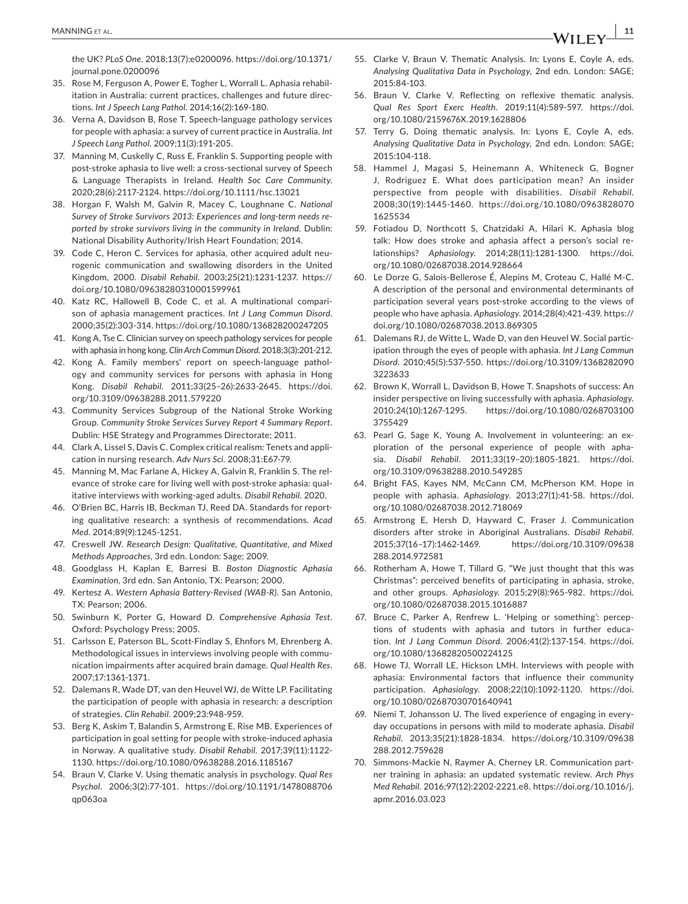the UK? *PLoS One*. 2018;13(7):e0200096. https://doi.org/10.1371/journal.pone.0200096

35. Rose M, Ferguson A, Power E, Togher L, Worrall L. Aphasia rehabilitation in Australia: current practices, challenges and future directions. *Int J Speech Lang Pathol*. 2014;16(2):169-180.
36. Verna A, Davidson B, Rose T. Speech-language pathology services for people with aphasia: a survey of current practice in Australia. *Int J Speech Lang Pathol*. 2009;11(3):191-205.
37. Manning M, Cuskelly C, Russ E, Franklin S. Supporting people with post-stroke aphasia to live well: a cross-sectional survey of Speech & Language Therapists in Ireland. *Health Soc Care Community*. 2020;28(6):2117-2124. https://doi.org/10.1111/hsc.13021
38. Horgan F, Walsh M, Galvin R, Macey C, Loughnane C. *National Survey of Stroke Survivors 2013: Experiences and long-term needs reported by stroke survivors living in the community in Ireland*. Dublin: National Disability Authority/Irish Heart Foundation; 2014.
39. Code C, Heron C. Services for aphasia, other acquired adult neurogenic communication and swallowing disorders in the United Kingdom, 2000. *Disabil Rehabil*. 2003;25(21):1231-1237. https://doi.org/10.1080/09638280310001599961
40. Katz RC, Hallowell B, Code C, et al. A multinational comparison of aphasia management practices. *Int J Lang Commun Disord*. 2000;35(2):303-314. https://doi.org/10.1080/136828200247205
41. Kong A, Tse C. Clinician survey on speech pathology services for people with aphasia in hong kong. *Clin Arch Commun Disord*. 2018;3(3):201-212.
42. Kong A. Family members' report on speech-language pathology and community services for persons with aphasia in Hong Kong. *Disabil Rehabil*. 2011;33(25–26):2633-2645. https://doi.org/10.3109/09638288.2011.579220
43. Community Services Subgroup of the National Stroke Working Group. *Community Stroke Services Survey Report 4 Summary Report*. Dublin: HSE Strategy and Programmes Directorate; 2011.
44. Clark A, Lissel S, Davis C. Complex critical realism: Tenets and application in nursing research. *Adv Nurs Sci*. 2008;31:E67-79.
45. Manning M, Mac Farlane A, Hickey A, Galvin R, Franklin S. The relevance of stroke care for living well with post-stroke aphasia: qualitative interviews with working-aged adults. *Disabil Rehabil*. 2020.
46. O'Brien BC, Harris IB, Beckman TJ, Reed DA. Standards for reporting qualitative research: a synthesis of recommendations. *Acad Med*. 2014;89(9):1245-1251.
47. Creswell JW. *Research Design: Qualitative, Quantitative, and Mixed Methods Approaches*, 3rd edn. London: Sage; 2009.
48. Goodglass H, Kaplan E, Barresi B. *Boston Diagnostic Aphasia Examination*, 3rd edn. San Antonio, TX: Pearson; 2000.
49. Kertesz A. *Western Aphasia Battery-Revised (WAB-R)*. San Antonio, TX: Pearson; 2006.
50. Swinburn K, Porter G, Howard D. *Comprehensive Aphasia Test*. Oxford: Psychology Press; 2005.
51. Carlsson E, Paterson BL, Scott-Findlay S, Ehnfors M, Ehrenberg A. Methodological issues in interviews involving people with communication impairments after acquired brain damage. *Qual Health Res*. 2007;17:1361-1371.
52. Dalemans R, Wade DT, van den Heuvel WJ, de Witte LP. Facilitating the participation of people with aphasia in research: a description of strategies. *Clin Rehabil*. 2009;23:948-959.
53. Berg K, Askim T, Balandin S, Armstrong E, Rise MB. Experiences of participation in goal setting for people with stroke-induced aphasia in Norway. A qualitative study. *Disabil Rehabil*. 2017;39(11):1122-1130. https://doi.org/10.1080/09638288.2016.1185167
54. Braun V, Clarke V. Using thematic analysis in psychology. *Qual Res Psychol*. 2006;3(2):77-101. https://doi.org/10.1191/1478088706qp063oa
55. Clarke V, Braun V. Thematic Analysis. In: Lyons E, Coyle A, eds. *Analysing Qualitativa Data in Psychology*, 2nd edn. London: SAGE; 2015:84-103.
56. Braun V, Clarke V. Reflecting on reflexive thematic analysis. *Qual Res Sport Exerc Health*. 2019;11(4):589-597. https://doi.org/10.1080/2159676X.2019.1628806
57. Terry G, Doing thematic analysis. In: Lyons E, Coyle A, eds. *Analysing Qualitative Data in Psychology*, 2nd edn. London: SAGE; 2015:104-118.
58. Hammel J, Magasi S, Heinemann A, Whiteneck G, Bogner J, Rodriguez E. What does participation mean? An insider perspective from people with disabilities. *Disabil Rehabil*. 2008;30(19):1445-1460. https://doi.org/10.1080/09638280701625534
59. Fotiadou D, Northcott S, Chatzidaki A, Hilari K. Aphasia blog talk: How does stroke and aphasia affect a person's social relationships? *Aphasiology*. 2014;28(11):1281-1300. https://doi.org/10.1080/02687038.2014.928664
60. Le Dorze G, Salois-Bellerose É, Alepins M, Croteau C, Hallé M-C. A description of the personal and environmental determinants of participation several years post-stroke according to the views of people who have aphasia. *Aphasiology*. 2014;28(4):421-439. https://doi.org/10.1080/02687038.2013.869305
61. Dalemans RJ, de Witte L, Wade D, van den Heuvel W. Social participation through the eyes of people with aphasia. *Int J Lang Commun Disord*. 2010;45(5):537-550. https://doi.org/10.3109/13682820903223633
62. Brown K, Worrall L, Davidson B, Howe T. Snapshots of success: An insider perspective on living successfully with aphasia. *Aphasiology*. 2010;24(10):1267-1295. https://doi.org/10.1080/02687031003755429
63. Pearl G, Sage K, Young A. Involvement in volunteering: an exploration of the personal experience of people with aphasia. *Disabil Rehabil*. 2011;33(19–20):1805-1821. https://doi.org/10.3109/09638288.2010.549285
64. Bright FAS, Kayes NM, McCann CM, McPherson KM. Hope in people with aphasia. *Aphasiology*. 2013;27(1):41-58. https://doi.org/10.1080/02687038.2012.718069
65. Armstrong E, Hersh D, Hayward C, Fraser J. Communication disorders after stroke in Aboriginal Australians. *Disabil Rehabil*. 2015;37(16–17):1462-1469. https://doi.org/10.3109/09638288.2014.972581
66. Rotherham A, Howe T, Tillard G. "We just thought that this was Christmas": perceived benefits of participating in aphasia, stroke, and other groups. *Aphasiology*. 2015;29(8):965-982. https://doi.org/10.1080/02687038.2015.1016887
67. Bruce C, Parker A, Renfrew L. 'Helping or something': perceptions of students with aphasia and tutors in further education. *Int J Lang Commun Disord*. 2006;41(2):137-154. https://doi.org/10.1080/13682820500224125
68. Howe TJ, Worrall LE, Hickson LMH. Interviews with people with aphasia: Environmental factors that influence their community participation. *Aphasiology*. 2008;22(10):1092-1120. https://doi.org/10.1080/02687030701640941
69. Niemi T, Johansson U. The lived experience of engaging in everyday occupations in persons with mild to moderate aphasia. *Disabil Rehabil*. 2013;35(21):1828-1834. https://doi.org/10.3109/09638288.2012.759628
70. Simmons-Mackie N, Raymer A, Cherney LR. Communication partner training in aphasia: an updated systematic review. *Arch Phys Med Rehabil*. 2016;97(12):2202-2221.e8. https://doi.org/10.1016/j.apmr.2016.03.023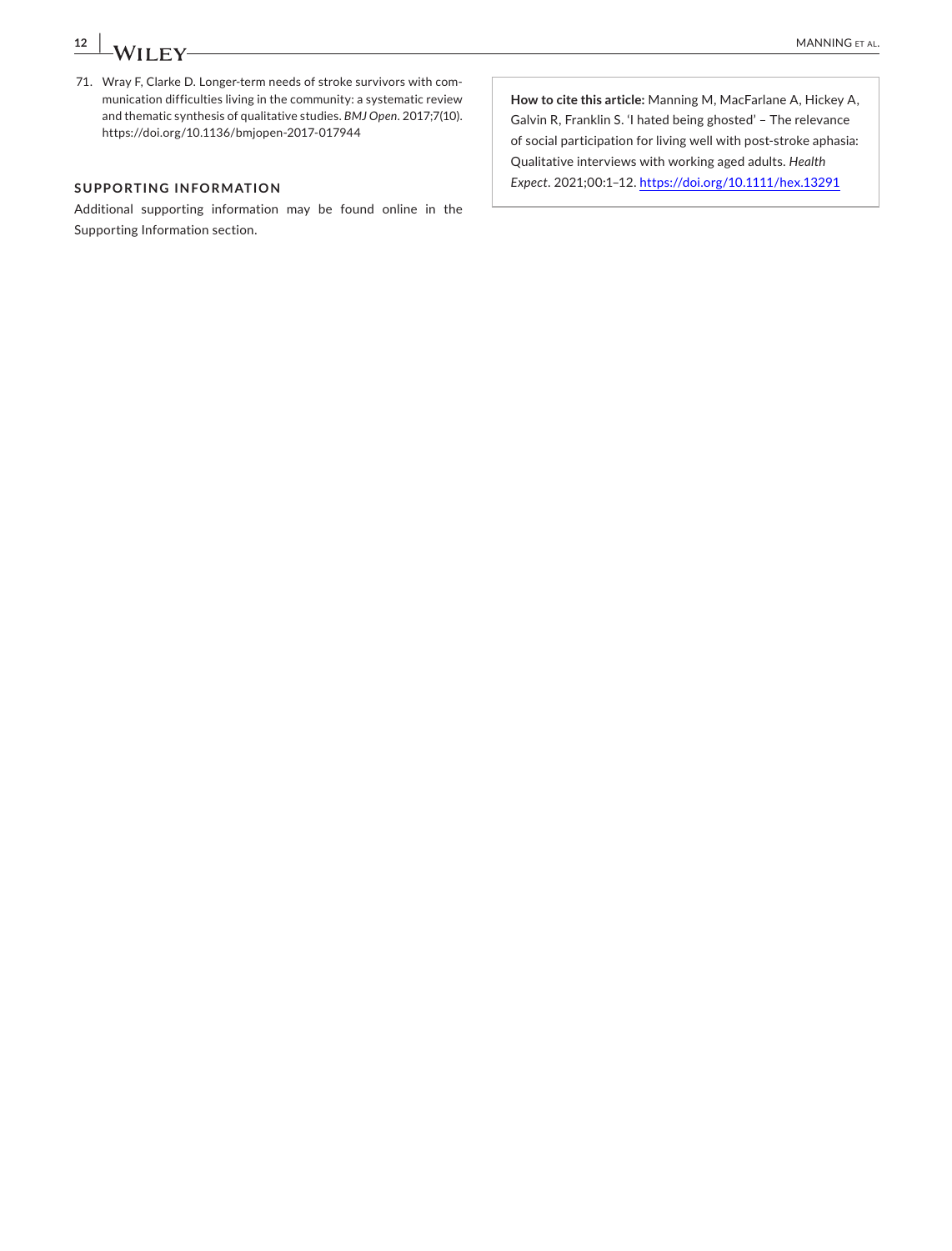71. Wray F, Clarke D. Longer-term needs of stroke survivors with communication difficulties living in the community: a systematic review and thematic synthesis of qualitative studies. *BMJ Open*. 2017;7(10). https://doi.org/10.1136/bmjopen-2017-017944

## SUPPORTING INFORMATION

Additional supporting information may be found online in the Supporting Information section.

**How to cite this article:** Manning M, MacFarlane A, Hickey A, Galvin R, Franklin S. 'I hated being ghosted' – The relevance of social participation for living well with post-stroke aphasia: Qualitative interviews with working aged adults. *Health Expect*. 2021;00:1–12. https://doi.org/10.1111/hex.13291